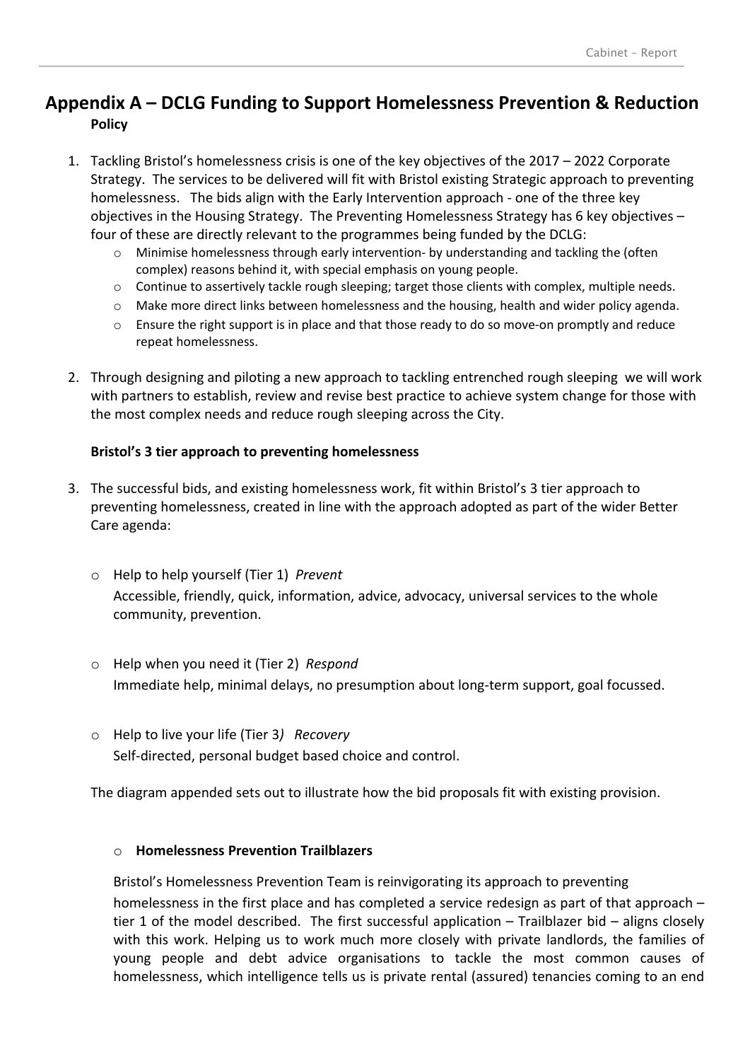# Appendix A – DCLG Funding to Support Homelessness Prevention & Reduction

**Policy**

1. Tackling Bristol's homelessness crisis is one of the key objectives of the 2017 – 2022 Corporate Strategy. The services to be delivered will fit with Bristol existing Strategic approach to preventing homelessness. The bids align with the Early Intervention approach - one of the three key objectives in the Housing Strategy. The Preventing Homelessness Strategy has 6 key objectives – four of these are directly relevant to the programmes being funded by the DCLG:
   - Minimise homelessness through early intervention- by understanding and tackling the (often complex) reasons behind it, with special emphasis on young people.
   - Continue to assertively tackle rough sleeping; target those clients with complex, multiple needs.
   - Make more direct links between homelessness and the housing, health and wider policy agenda.
   - Ensure the right support is in place and that those ready to do so move-on promptly and reduce repeat homelessness.

2. Through designing and piloting a new approach to tackling entrenched rough sleeping we will work with partners to establish, review and revise best practice to achieve system change for those with the most complex needs and reduce rough sleeping across the City.

**Bristol's 3 tier approach to preventing homelessness**

3. The successful bids, and existing homelessness work, fit within Bristol's 3 tier approach to preventing homelessness, created in line with the approach adopted as part of the wider Better Care agenda:

   - Help to help yourself (Tier 1) *Prevent*
     Accessible, friendly, quick, information, advice, advocacy, universal services to the whole community, prevention.

   - Help when you need it (Tier 2) *Respond*
     Immediate help, minimal delays, no presumption about long-term support, goal focussed.

   - Help to live your life (Tier 3*)* *Recovery*
     Self-directed, personal budget based choice and control.

   The diagram appended sets out to illustrate how the bid proposals fit with existing provision.

   - **Homelessness Prevention Trailblazers**

     Bristol's Homelessness Prevention Team is reinvigorating its approach to preventing homelessness in the first place and has completed a service redesign as part of that approach – tier 1 of the model described. The first successful application – Trailblazer bid – aligns closely with this work. Helping us to work much more closely with private landlords, the families of young people and debt advice organisations to tackle the most common causes of homelessness, which intelligence tells us is private rental (assured) tenancies coming to an end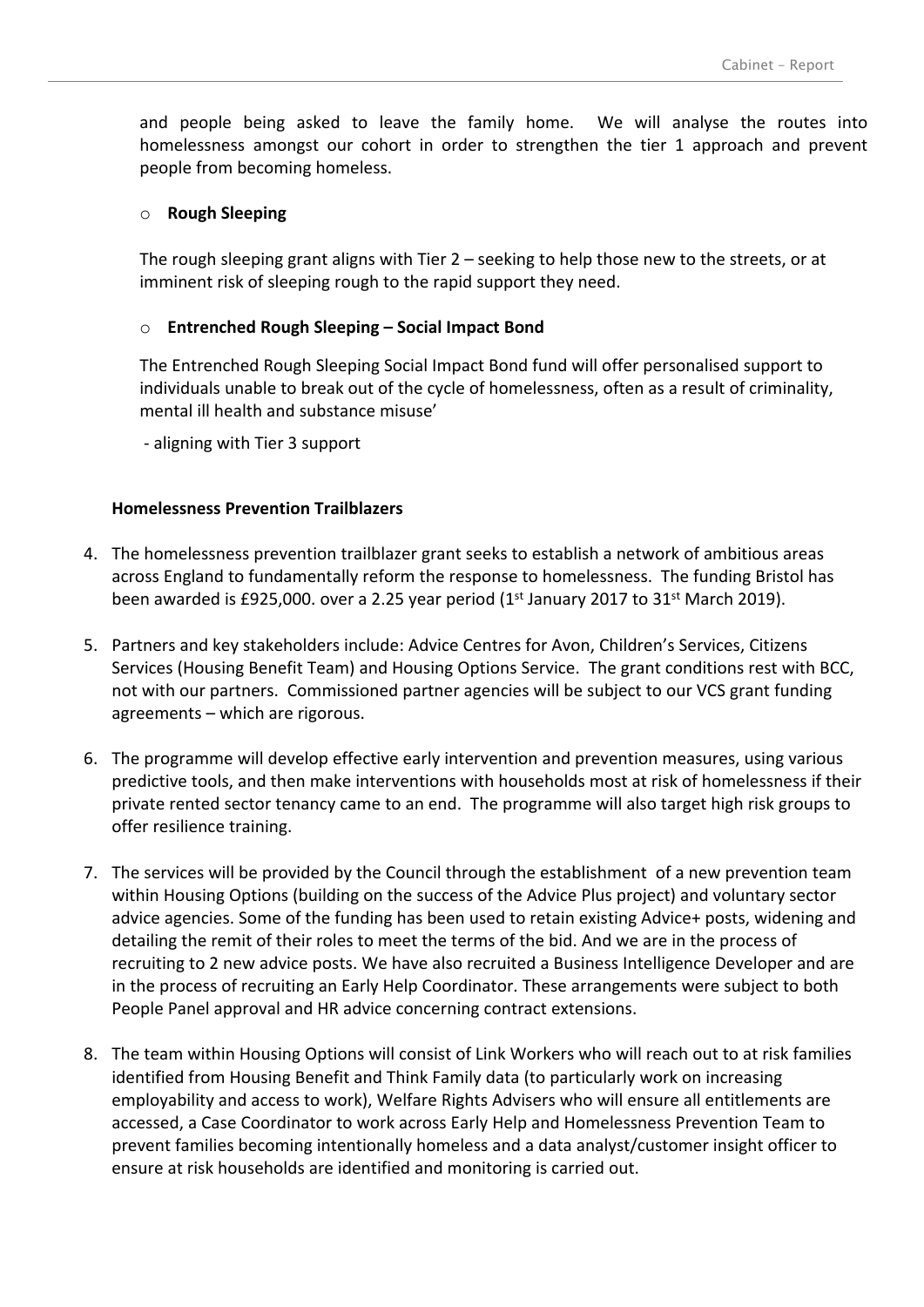and people being asked to leave the family home. We will analyse the routes into homelessness amongst our cohort in order to strengthen the tier 1 approach and prevent people from becoming homeless.

- **Rough Sleeping**

  The rough sleeping grant aligns with Tier 2 – seeking to help those new to the streets, or at imminent risk of sleeping rough to the rapid support they need.

- **Entrenched Rough Sleeping – Social Impact Bond**

  The Entrenched Rough Sleeping Social Impact Bond fund will offer personalised support to individuals unable to break out of the cycle of homelessness, often as a result of criminality, mental ill health and substance misuse'

  - aligning with Tier 3 support

**Homelessness Prevention Trailblazers**

4. The homelessness prevention trailblazer grant seeks to establish a network of ambitious areas across England to fundamentally reform the response to homelessness. The funding Bristol has been awarded is £925,000. over a 2.25 year period (1st January 2017 to 31st March 2019).

5. Partners and key stakeholders include: Advice Centres for Avon, Children's Services, Citizens Services (Housing Benefit Team) and Housing Options Service. The grant conditions rest with BCC, not with our partners. Commissioned partner agencies will be subject to our VCS grant funding agreements – which are rigorous.

6. The programme will develop effective early intervention and prevention measures, using various predictive tools, and then make interventions with households most at risk of homelessness if their private rented sector tenancy came to an end. The programme will also target high risk groups to offer resilience training.

7. The services will be provided by the Council through the establishment of a new prevention team within Housing Options (building on the success of the Advice Plus project) and voluntary sector advice agencies. Some of the funding has been used to retain existing Advice+ posts, widening and detailing the remit of their roles to meet the terms of the bid. And we are in the process of recruiting to 2 new advice posts. We have also recruited a Business Intelligence Developer and are in the process of recruiting an Early Help Coordinator. These arrangements were subject to both People Panel approval and HR advice concerning contract extensions.

8. The team within Housing Options will consist of Link Workers who will reach out to at risk families identified from Housing Benefit and Think Family data (to particularly work on increasing employability and access to work), Welfare Rights Advisers who will ensure all entitlements are accessed, a Case Coordinator to work across Early Help and Homelessness Prevention Team to prevent families becoming intentionally homeless and a data analyst/customer insight officer to ensure at risk households are identified and monitoring is carried out.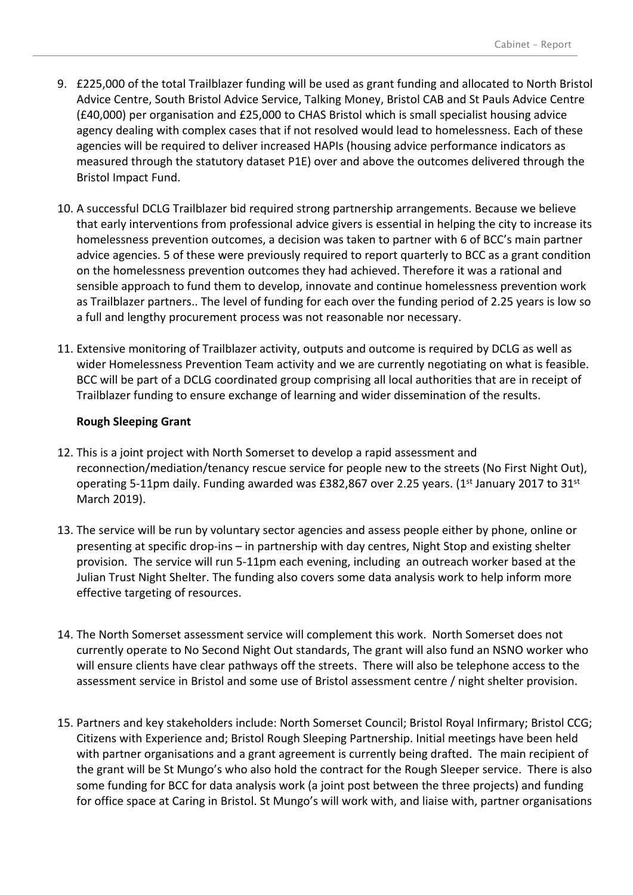9. £225,000 of the total Trailblazer funding will be used as grant funding and allocated to North Bristol Advice Centre, South Bristol Advice Service, Talking Money, Bristol CAB and St Pauls Advice Centre (£40,000) per organisation and £25,000 to CHAS Bristol which is small specialist housing advice agency dealing with complex cases that if not resolved would lead to homelessness. Each of these agencies will be required to deliver increased HAPIs (housing advice performance indicators as measured through the statutory dataset P1E) over and above the outcomes delivered through the Bristol Impact Fund.

10. A successful DCLG Trailblazer bid required strong partnership arrangements. Because we believe that early interventions from professional advice givers is essential in helping the city to increase its homelessness prevention outcomes, a decision was taken to partner with 6 of BCC's main partner advice agencies. 5 of these were previously required to report quarterly to BCC as a grant condition on the homelessness prevention outcomes they had achieved. Therefore it was a rational and sensible approach to fund them to develop, innovate and continue homelessness prevention work as Trailblazer partners.. The level of funding for each over the funding period of 2.25 years is low so a full and lengthy procurement process was not reasonable nor necessary.

11. Extensive monitoring of Trailblazer activity, outputs and outcome is required by DCLG as well as wider Homelessness Prevention Team activity and we are currently negotiating on what is feasible. BCC will be part of a DCLG coordinated group comprising all local authorities that are in receipt of Trailblazer funding to ensure exchange of learning and wider dissemination of the results.

**Rough Sleeping Grant**

12. This is a joint project with North Somerset to develop a rapid assessment and reconnection/mediation/tenancy rescue service for people new to the streets (No First Night Out), operating 5-11pm daily. Funding awarded was £382,867 over 2.25 years. (1st January 2017 to 31st March 2019).

13. The service will be run by voluntary sector agencies and assess people either by phone, online or presenting at specific drop-ins – in partnership with day centres, Night Stop and existing shelter provision. The service will run 5-11pm each evening, including an outreach worker based at the Julian Trust Night Shelter. The funding also covers some data analysis work to help inform more effective targeting of resources.

14. The North Somerset assessment service will complement this work. North Somerset does not currently operate to No Second Night Out standards, The grant will also fund an NSNO worker who will ensure clients have clear pathways off the streets. There will also be telephone access to the assessment service in Bristol and some use of Bristol assessment centre / night shelter provision.

15. Partners and key stakeholders include: North Somerset Council; Bristol Royal Infirmary; Bristol CCG; Citizens with Experience and; Bristol Rough Sleeping Partnership. Initial meetings have been held with partner organisations and a grant agreement is currently being drafted. The main recipient of the grant will be St Mungo's who also hold the contract for the Rough Sleeper service. There is also some funding for BCC for data analysis work (a joint post between the three projects) and funding for office space at Caring in Bristol. St Mungo's will work with, and liaise with, partner organisations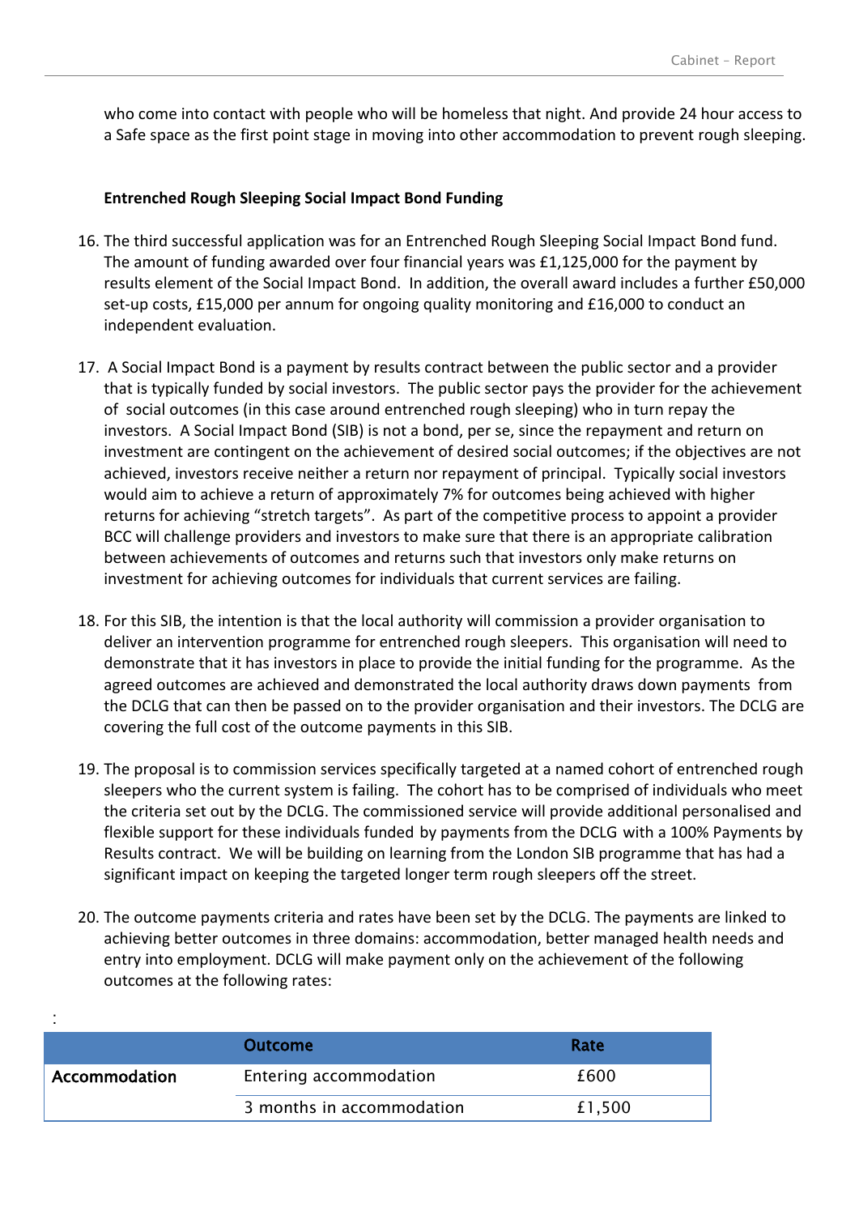who come into contact with people who will be homeless that night. And provide 24 hour access to a Safe space as the first point stage in moving into other accommodation to prevent rough sleeping.

**Entrenched Rough Sleeping Social Impact Bond Funding**

16. The third successful application was for an Entrenched Rough Sleeping Social Impact Bond fund. The amount of funding awarded over four financial years was £1,125,000 for the payment by results element of the Social Impact Bond. In addition, the overall award includes a further £50,000 set-up costs, £15,000 per annum for ongoing quality monitoring and £16,000 to conduct an independent evaluation.

17. A Social Impact Bond is a payment by results contract between the public sector and a provider that is typically funded by social investors. The public sector pays the provider for the achievement of social outcomes (in this case around entrenched rough sleeping) who in turn repay the investors. A Social Impact Bond (SIB) is not a bond, per se, since the repayment and return on investment are contingent on the achievement of desired social outcomes; if the objectives are not achieved, investors receive neither a return nor repayment of principal. Typically social investors would aim to achieve a return of approximately 7% for outcomes being achieved with higher returns for achieving "stretch targets". As part of the competitive process to appoint a provider BCC will challenge providers and investors to make sure that there is an appropriate calibration between achievements of outcomes and returns such that investors only make returns on investment for achieving outcomes for individuals that current services are failing.

18. For this SIB, the intention is that the local authority will commission a provider organisation to deliver an intervention programme for entrenched rough sleepers. This organisation will need to demonstrate that it has investors in place to provide the initial funding for the programme. As the agreed outcomes are achieved and demonstrated the local authority draws down payments from the DCLG that can then be passed on to the provider organisation and their investors. The DCLG are covering the full cost of the outcome payments in this SIB.

19. The proposal is to commission services specifically targeted at a named cohort of entrenched rough sleepers who the current system is failing. The cohort has to be comprised of individuals who meet the criteria set out by the DCLG. The commissioned service will provide additional personalised and flexible support for these individuals funded by payments from the DCLG with a 100% Payments by Results contract. We will be building on learning from the London SIB programme that has had a significant impact on keeping the targeted longer term rough sleepers off the street.

20. The outcome payments criteria and rates have been set by the DCLG. The payments are linked to achieving better outcomes in three domains: accommodation, better managed health needs and entry into employment. DCLG will make payment only on the achievement of the following outcomes at the following rates:

:

| | Outcome | Rate |
|---|---|---|
| **Accommodation** | Entering accommodation | £600 |
| | 3 months in accommodation | £1,500 |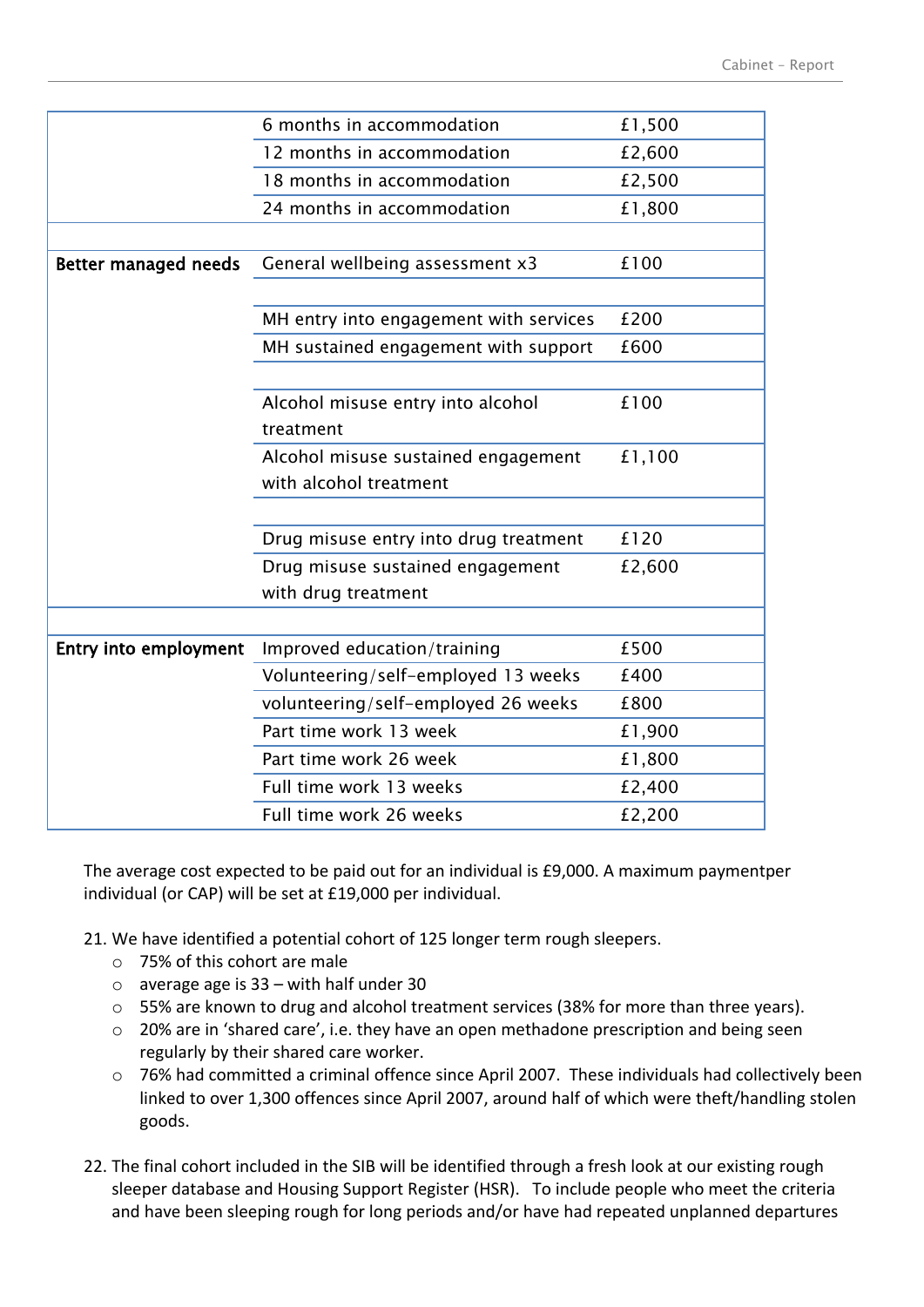| | | |
|---|---|---|
| | 6 months in accommodation | £1,500 |
| | 12 months in accommodation | £2,600 |
| | 18 months in accommodation | £2,500 |
| | 24 months in accommodation | £1,800 |
| | | |
| **Better managed needs** | General wellbeing assessment x3 | £100 |
| | | |
| | MH entry into engagement with services | £200 |
| | MH sustained engagement with support | £600 |
| | | |
| | Alcohol misuse entry into alcohol treatment | £100 |
| | Alcohol misuse sustained engagement with alcohol treatment | £1,100 |
| | | |
| | Drug misuse entry into drug treatment | £120 |
| | Drug misuse sustained engagement with drug treatment | £2,600 |
| | | |
| **Entry into employment** | Improved education/training | £500 |
| | Volunteering/self-employed 13 weeks | £400 |
| | volunteering/self-employed 26 weeks | £800 |
| | Part time work 13 week | £1,900 |
| | Part time work 26 week | £1,800 |
| | Full time work 13 weeks | £2,400 |
| | Full time work 26 weeks | £2,200 |

The average cost expected to be paid out for an individual is £9,000. A maximum paymentper individual (or CAP) will be set at £19,000 per individual.

21. We have identified a potential cohort of 125 longer term rough sleepers.
    - 75% of this cohort are male
    - average age is 33 – with half under 30
    - 55% are known to drug and alcohol treatment services (38% for more than three years).
    - 20% are in 'shared care', i.e. they have an open methadone prescription and being seen regularly by their shared care worker.
    - 76% had committed a criminal offence since April 2007. These individuals had collectively been linked to over 1,300 offences since April 2007, around half of which were theft/handling stolen goods.

22. The final cohort included in the SIB will be identified through a fresh look at our existing rough sleeper database and Housing Support Register (HSR). To include people who meet the criteria and have been sleeping rough for long periods and/or have had repeated unplanned departures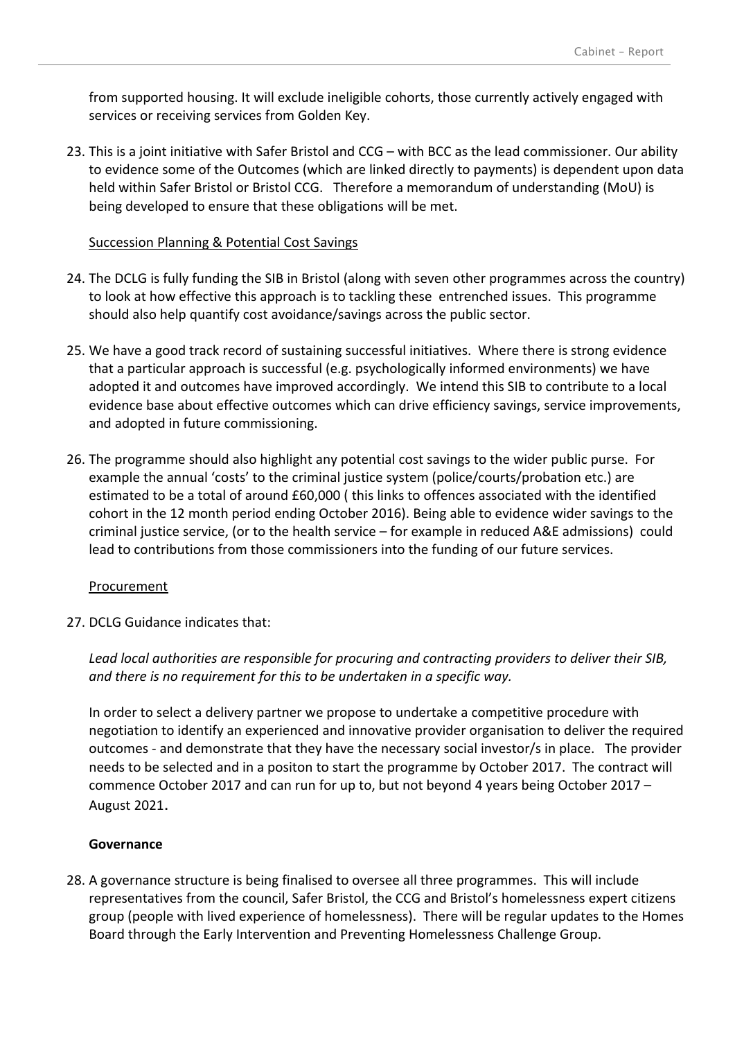from supported housing. It will exclude ineligible cohorts, those currently actively engaged with services or receiving services from Golden Key.

23. This is a joint initiative with Safer Bristol and CCG – with BCC as the lead commissioner. Our ability to evidence some of the Outcomes (which are linked directly to payments) is dependent upon data held within Safer Bristol or Bristol CCG. Therefore a memorandum of understanding (MoU) is being developed to ensure that these obligations will be met.

<u>Succession Planning & Potential Cost Savings</u>

24. The DCLG is fully funding the SIB in Bristol (along with seven other programmes across the country) to look at how effective this approach is to tackling these entrenched issues. This programme should also help quantify cost avoidance/savings across the public sector.

25. We have a good track record of sustaining successful initiatives. Where there is strong evidence that a particular approach is successful (e.g. psychologically informed environments) we have adopted it and outcomes have improved accordingly. We intend this SIB to contribute to a local evidence base about effective outcomes which can drive efficiency savings, service improvements, and adopted in future commissioning.

26. The programme should also highlight any potential cost savings to the wider public purse. For example the annual 'costs' to the criminal justice system (police/courts/probation etc.) are estimated to be a total of around £60,000 ( this links to offences associated with the identified cohort in the 12 month period ending October 2016). Being able to evidence wider savings to the criminal justice service, (or to the health service – for example in reduced A&E admissions) could lead to contributions from those commissioners into the funding of our future services.

<u>Procurement</u>

27. DCLG Guidance indicates that:

*Lead local authorities are responsible for procuring and contracting providers to deliver their SIB, and there is no requirement for this to be undertaken in a specific way.*

In order to select a delivery partner we propose to undertake a competitive procedure with negotiation to identify an experienced and innovative provider organisation to deliver the required outcomes - and demonstrate that they have the necessary social investor/s in place. The provider needs to be selected and in a positon to start the programme by October 2017. The contract will commence October 2017 and can run for up to, but not beyond 4 years being October 2017 – August 2021.

**Governance**

28. A governance structure is being finalised to oversee all three programmes. This will include representatives from the council, Safer Bristol, the CCG and Bristol's homelessness expert citizens group (people with lived experience of homelessness). There will be regular updates to the Homes Board through the Early Intervention and Preventing Homelessness Challenge Group.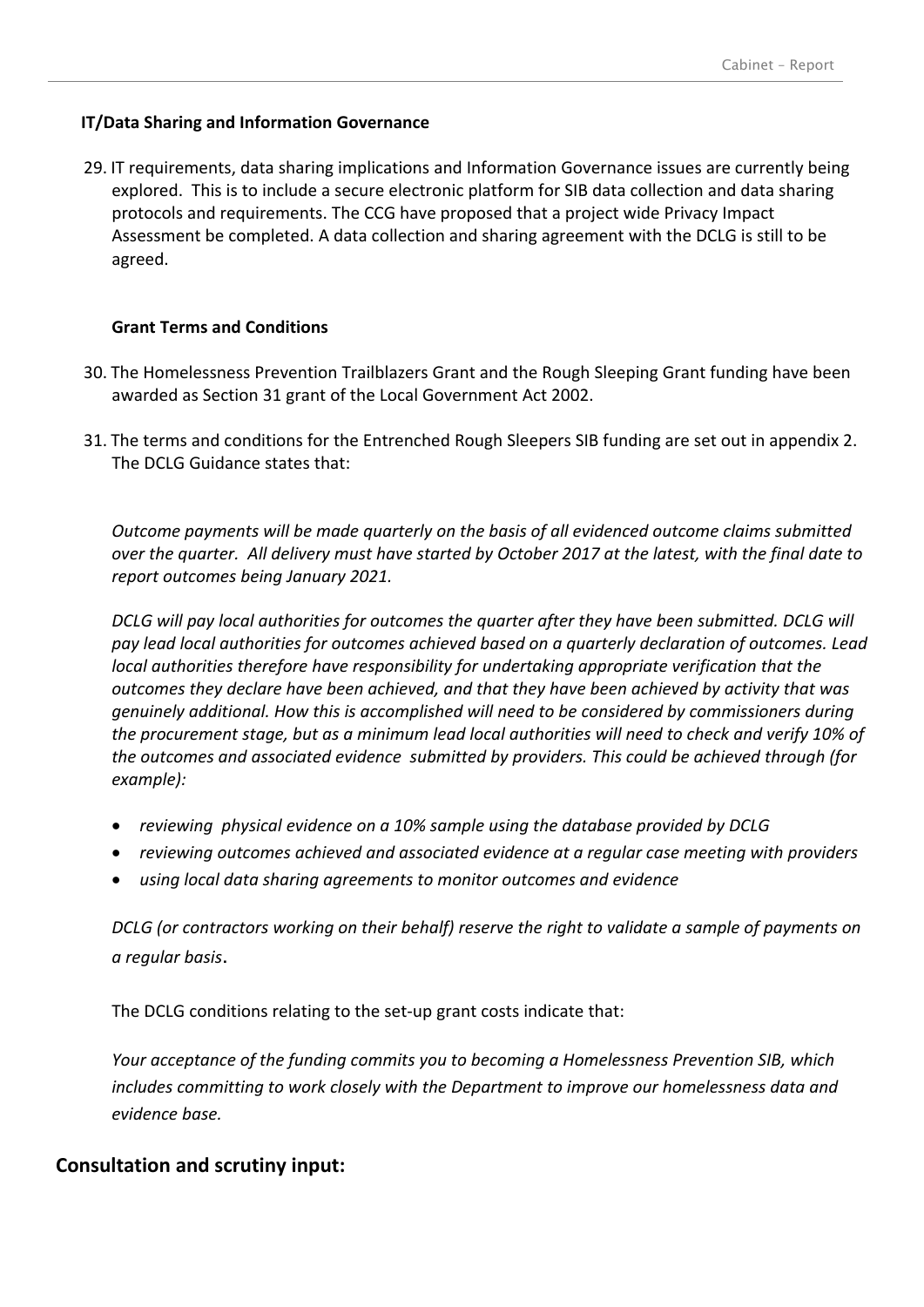**IT/Data Sharing and Information Governance**

29. IT requirements, data sharing implications and Information Governance issues are currently being explored. This is to include a secure electronic platform for SIB data collection and data sharing protocols and requirements. The CCG have proposed that a project wide Privacy Impact Assessment be completed. A data collection and sharing agreement with the DCLG is still to be agreed.

**Grant Terms and Conditions**

30. The Homelessness Prevention Trailblazers Grant and the Rough Sleeping Grant funding have been awarded as Section 31 grant of the Local Government Act 2002.

31. The terms and conditions for the Entrenched Rough Sleepers SIB funding are set out in appendix 2. The DCLG Guidance states that:

*Outcome payments will be made quarterly on the basis of all evidenced outcome claims submitted over the quarter. All delivery must have started by October 2017 at the latest, with the final date to report outcomes being January 2021.*

*DCLG will pay local authorities for outcomes the quarter after they have been submitted. DCLG will pay lead local authorities for outcomes achieved based on a quarterly declaration of outcomes. Lead local authorities therefore have responsibility for undertaking appropriate verification that the outcomes they declare have been achieved, and that they have been achieved by activity that was genuinely additional. How this is accomplished will need to be considered by commissioners during the procurement stage, but as a minimum lead local authorities will need to check and verify 10% of the outcomes and associated evidence submitted by providers. This could be achieved through (for example):*

- *reviewing physical evidence on a 10% sample using the database provided by DCLG*
- *reviewing outcomes achieved and associated evidence at a regular case meeting with providers*
- *using local data sharing agreements to monitor outcomes and evidence*

*DCLG (or contractors working on their behalf) reserve the right to validate a sample of payments on a regular basis*.

The DCLG conditions relating to the set-up grant costs indicate that:

*Your acceptance of the funding commits you to becoming a Homelessness Prevention SIB, which includes committing to work closely with the Department to improve our homelessness data and evidence base.*

## Consultation and scrutiny input: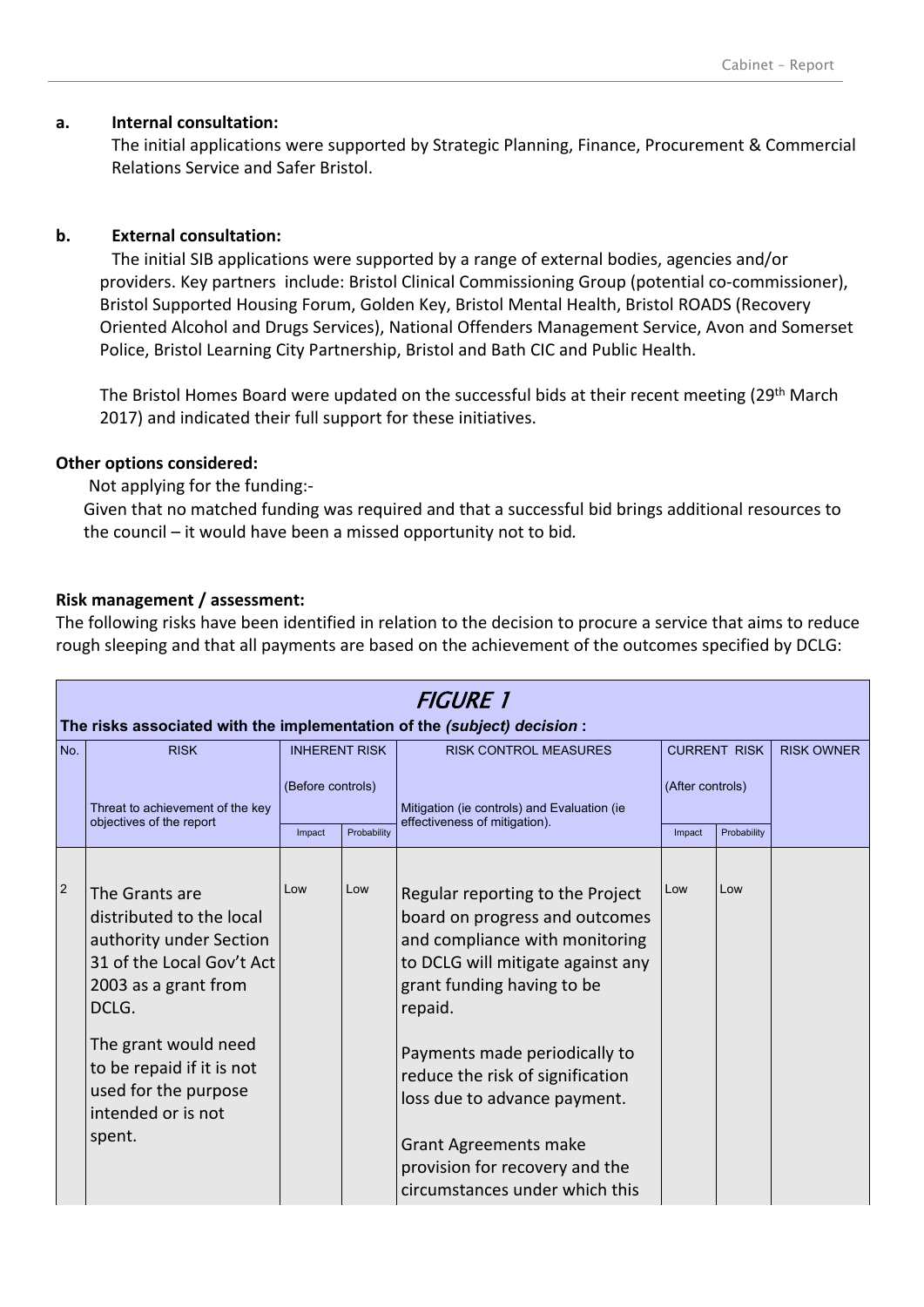**a. Internal consultation:**

The initial applications were supported by Strategic Planning, Finance, Procurement & Commercial Relations Service and Safer Bristol.

**b. External consultation:**

The initial SIB applications were supported by a range of external bodies, agencies and/or providers. Key partners include: Bristol Clinical Commissioning Group (potential co-commissioner), Bristol Supported Housing Forum, Golden Key, Bristol Mental Health, Bristol ROADS (Recovery Oriented Alcohol and Drugs Services), National Offenders Management Service, Avon and Somerset Police, Bristol Learning City Partnership, Bristol and Bath CIC and Public Health.

The Bristol Homes Board were updated on the successful bids at their recent meeting (29th March 2017) and indicated their full support for these initiatives.

**Other options considered:**

Not applying for the funding:-

Given that no matched funding was required and that a successful bid brings additional resources to the council – it would have been a missed opportunity not to bid.

**Risk management / assessment:**

The following risks have been identified in relation to the decision to procure a service that aims to reduce rough sleeping and that all payments are based on the achievement of the outcomes specified by DCLG:

*FIGURE 1*

**The risks associated with the implementation of the *(subject)* decision :**

| No. | RISK<br><br>Threat to achievement of the key objectives of the report | INHERENT RISK<br><br>(Before controls) | | RISK CONTROL MEASURES<br><br>Mitigation (ie controls) and Evaluation (ie effectiveness of mitigation). | CURRENT RISK<br><br>(After controls) | | RISK OWNER |
|---|---|---|---|---|---|---|---|
| | | Impact | Probability | | Impact | Probability | |
| 2 | The Grants are distributed to the local authority under Section 31 of the Local Gov't Act 2003 as a grant from DCLG.<br><br>The grant would need to be repaid if it is not used for the purpose intended or is not spent. | Low | Low | Regular reporting to the Project board on progress and outcomes and compliance with monitoring to DCLG will mitigate against any grant funding having to be repaid.<br><br>Payments made periodically to reduce the risk of signification loss due to advance payment.<br><br>Grant Agreements make provision for recovery and the circumstances under which this | Low | Low | |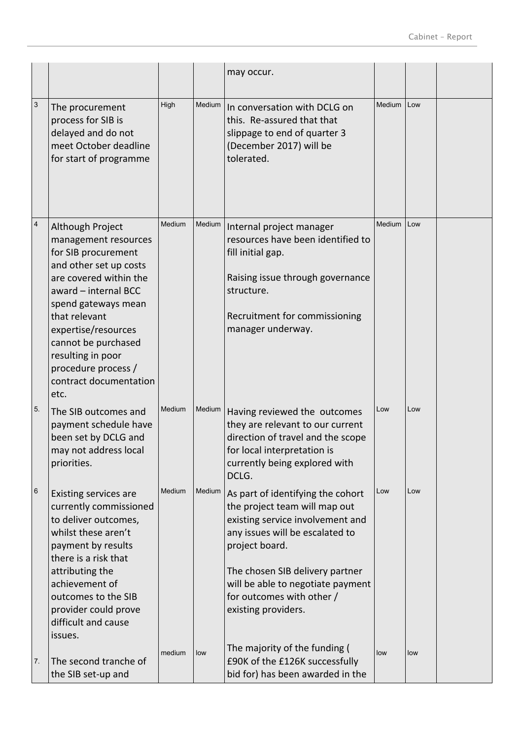| | | | | | | | |
|---|---|---|---|---|---|---|---|
| | | | | may occur. | | | |
| 3 | The procurement process for SIB is delayed and do not meet October deadline for start of programme | High | Medium | In conversation with DCLG on this. Re-assured that that slippage to end of quarter 3 (December 2017) will be tolerated. | Medium | Low | |
| 4 | Although Project management resources for SIB procurement and other set up costs are covered within the award – internal BCC spend gateways mean that relevant expertise/resources cannot be purchased resulting in poor procedure process / contract documentation etc. | Medium | Medium | Internal project manager resources have been identified to fill initial gap.<br><br>Raising issue through governance structure.<br><br>Recruitment for commissioning manager underway. | Medium | Low | |
| 5. | The SIB outcomes and payment schedule have been set by DCLG and may not address local priorities. | Medium | Medium | Having reviewed the outcomes they are relevant to our current direction of travel and the scope for local interpretation is currently being explored with DCLG. | Low | Low | |
| 6 | Existing services are currently commissioned to deliver outcomes, whilst these aren't payment by results there is a risk that attributing the achievement of outcomes to the SIB provider could prove difficult and cause issues. | Medium | Medium | As part of identifying the cohort the project team will map out existing service involvement and any issues will be escalated to project board.<br><br>The chosen SIB delivery partner will be able to negotiate payment for outcomes with other / existing providers. | Low | Low | |
| 7. | The second tranche of the SIB set-up and | medium | low | The majority of the funding ( £90K of the £126K successfully bid for) has been awarded in the | low | low | |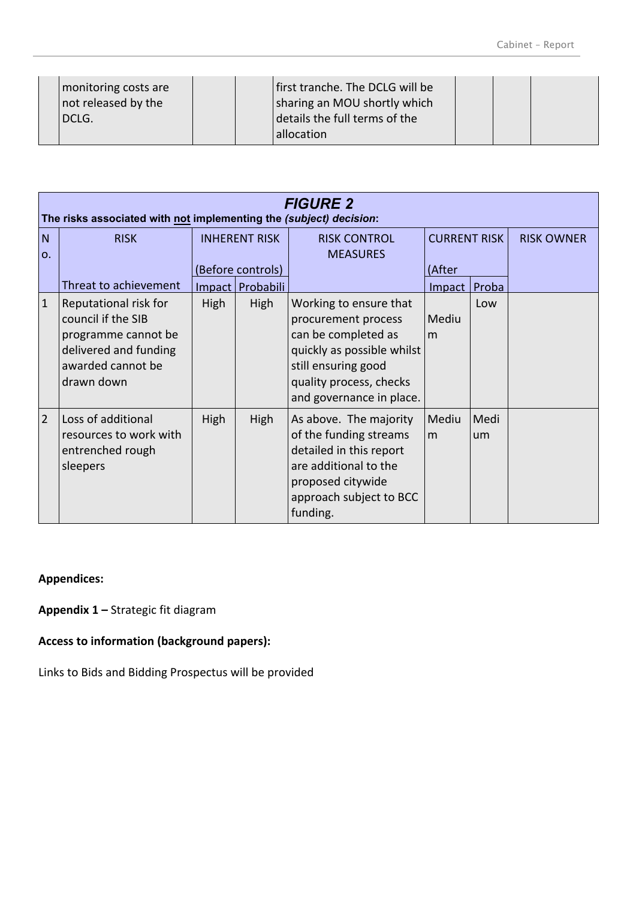| | | | | | | | |
|---|---|---|---|---|---|---|---|
| | monitoring costs are not released by the DCLG. | | | first tranche. The DCLG will be sharing an MOU shortly which details the full terms of the allocation | | | |

**FIGURE 2**

**The risks associated with not implementing the *(subject) decision*:**

| No. | RISK | INHERENT RISK (Before controls) | | RISK CONTROL MEASURES | CURRENT RISK (After | | RISK OWNER |
|---|---|---|---|---|---|---|---|
| | Threat to achievement | Impact | Probabili | | Impact | Proba | |
| 1 | Reputational risk for council if the SIB programme cannot be delivered and funding awarded cannot be drawn down | High | High | Working to ensure that procurement process can be completed as quickly as possible whilst still ensuring good quality process, checks and governance in place. | Medium | Low | |
| 2 | Loss of additional resources to work with entrenched rough sleepers | High | High | As above. The majority of the funding streams detailed in this report are additional to the proposed citywide approach subject to BCC funding. | Medium | Medium | |

**Appendices:**

**Appendix 1 –** Strategic fit diagram

**Access to information (background papers):**

Links to Bids and Bidding Prospectus will be provided